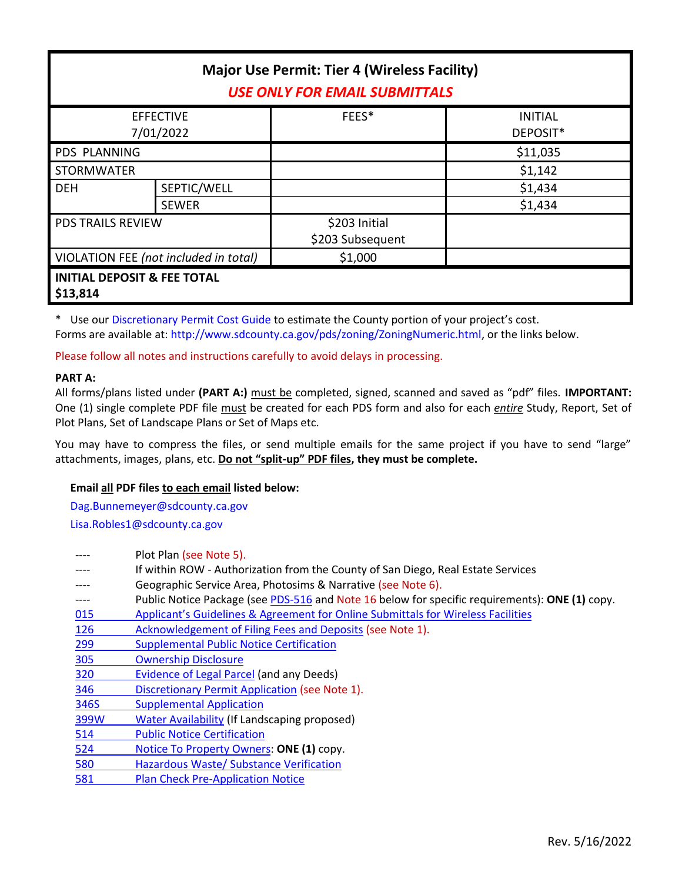# Major Use Permit: Tier 4 (Wireless Facility)

***USE ONLY FOR EMAIL SUBMITTALS***

| EFFECTIVE 7/01/2022 | | FEES* | INITIAL DEPOSIT* |
|---|---|---|---|
| PDS PLANNING | | | $11,035 |
| STORMWATER | | | $1,142 |
| DEH | SEPTIC/WELL | | $1,434 |
| | SEWER | | $1,434 |
| PDS TRAILS REVIEW | | $203 Initial<br>$203 Subsequent | |
| VIOLATION FEE *(not included in total)* | | $1,000 | |
| **INITIAL DEPOSIT & FEE TOTAL $13,814** | | | |

\* Use our Discretionary Permit Cost Guide to estimate the County portion of your project's cost.
Forms are available at: http://www.sdcounty.ca.gov/pds/zoning/ZoningNumeric.html, or the links below.

Please follow all notes and instructions carefully to avoid delays in processing.

**PART A:**
All forms/plans listed under **(PART A:)** <u>must be</u> completed, signed, scanned and saved as "pdf" files. **IMPORTANT:** One (1) single complete PDF file <u>must</u> be created for each PDS form and also for each <u>*entire*</u> Study, Report, Set of Plot Plans, Set of Landscape Plans or Set of Maps etc.

You may have to compress the files, or send multiple emails for the same project if you have to send "large" attachments, images, plans, etc. **<u>Do not "split-up" PDF files</u>, they must be complete.**

**Email <u>all</u> PDF files <u>to each email</u> listed below:**

Dag.Bunnemeyer@sdcounty.ca.gov
Lisa.Robles1@sdcounty.ca.gov

| | |
|---|---|
| ---- | Plot Plan (see Note 5). |
| ---- | If within ROW - Authorization from the County of San Diego, Real Estate Services |
| ---- | Geographic Service Area, Photosims & Narrative (see Note 6). |
| ---- | Public Notice Package (see PDS-516 and Note 16 below for specific requirements): **ONE (1)** copy. |
| 015 | Applicant's Guidelines & Agreement for Online Submittals for Wireless Facilities |
| 126 | Acknowledgement of Filing Fees and Deposits (see Note 1). |
| 299 | Supplemental Public Notice Certification |
| 305 | Ownership Disclosure |
| 320 | Evidence of Legal Parcel (and any Deeds) |
| 346 | Discretionary Permit Application (see Note 1). |
| 346S | Supplemental Application |
| 399W | Water Availability (If Landscaping proposed) |
| 514 | Public Notice Certification |
| 524 | Notice To Property Owners: **ONE (1)** copy. |
| 580 | Hazardous Waste/ Substance Verification |
| 581 | Plan Check Pre-Application Notice |

Rev. 5/16/2022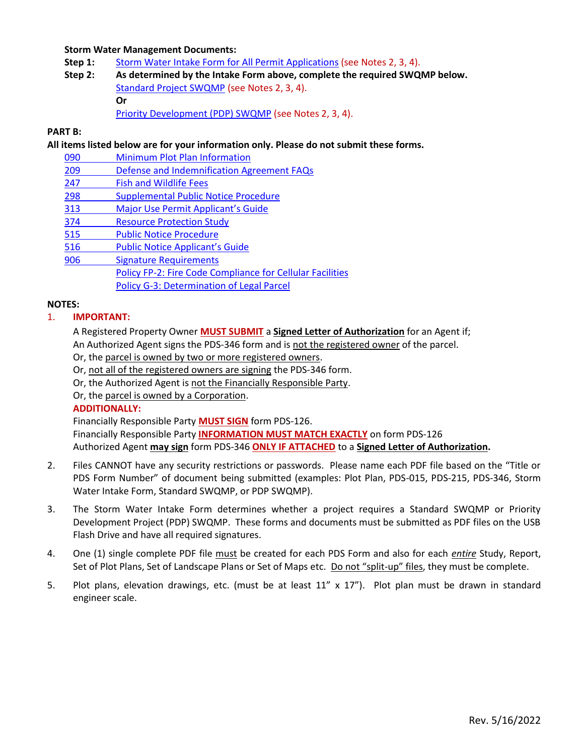**Storm Water Management Documents:**

**Step 1:** Storm Water Intake Form for All Permit Applications (see Notes 2, 3, 4).

**Step 2:** **As determined by the Intake Form above, complete the required SWQMP below.**
Standard Project SWQMP (see Notes 2, 3, 4).
**Or**
Priority Development (PDP) SWQMP (see Notes 2, 3, 4).

**PART B:**

**All items listed below are for your information only. Please do not submit these forms.**

- 090 Minimum Plot Plan Information
- 209 Defense and Indemnification Agreement FAQs
- 247 Fish and Wildlife Fees
- 298 Supplemental Public Notice Procedure
- 313 Major Use Permit Applicant's Guide
- 374 Resource Protection Study
- 515 Public Notice Procedure
- 516 Public Notice Applicant's Guide
- 906 Signature Requirements
- Policy FP-2: Fire Code Compliance for Cellular Facilities
- Policy G-3: Determination of Legal Parcel

**NOTES:**

1. **IMPORTANT:**

   A Registered Property Owner **MUST SUBMIT** a **Signed Letter of Authorization** for an Agent if;
   An Authorized Agent signs the PDS-346 form and is not the registered owner of the parcel.
   Or, the parcel is owned by two or more registered owners.
   Or, not all of the registered owners are signing the PDS-346 form.
   Or, the Authorized Agent is not the Financially Responsible Party.
   Or, the parcel is owned by a Corporation.

   **ADDITIONALLY:**
   Financially Responsible Party **MUST SIGN** form PDS-126.
   Financially Responsible Party **INFORMATION MUST MATCH EXACTLY** on form PDS-126
   Authorized Agent **may sign** form PDS-346 **ONLY IF ATTACHED** to a **Signed Letter of Authorization.**

2. Files CANNOT have any security restrictions or passwords. Please name each PDF file based on the "Title or PDS Form Number" of document being submitted (examples: Plot Plan, PDS-015, PDS-215, PDS-346, Storm Water Intake Form, Standard SWQMP, or PDP SWQMP).

3. The Storm Water Intake Form determines whether a project requires a Standard SWQMP or Priority Development Project (PDP) SWQMP. These forms and documents must be submitted as PDF files on the USB Flash Drive and have all required signatures.

4. One (1) single complete PDF file must be created for each PDS Form and also for each *entire* Study, Report, Set of Plot Plans, Set of Landscape Plans or Set of Maps etc. Do not "split-up" files, they must be complete.

5. Plot plans, elevation drawings, etc. (must be at least 11" x 17"). Plot plan must be drawn in standard engineer scale.

Rev. 5/16/2022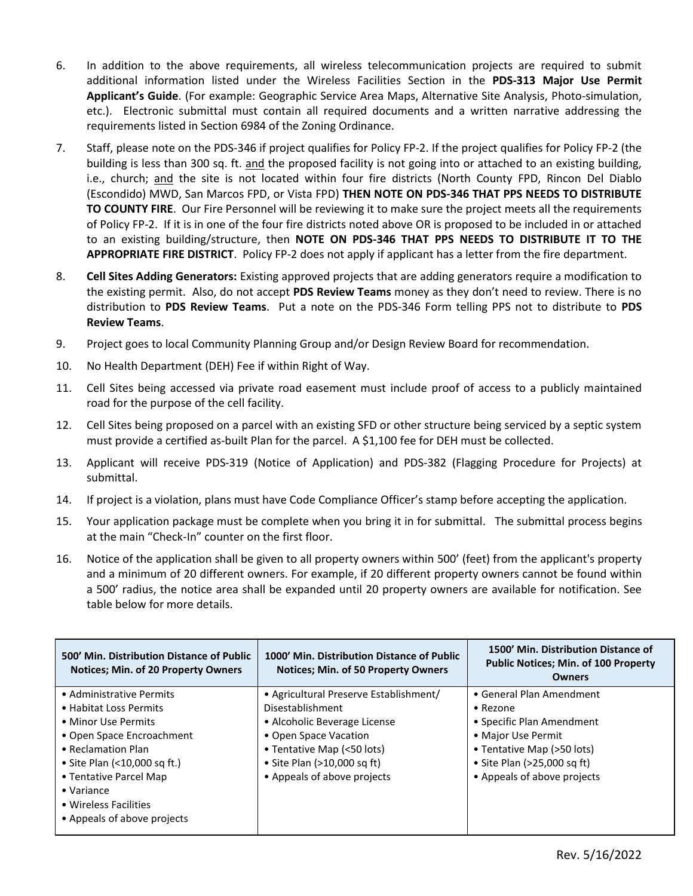6. In addition to the above requirements, all wireless telecommunication projects are required to submit additional information listed under the Wireless Facilities Section in the **PDS-313 Major Use Permit Applicant's Guide**. (For example: Geographic Service Area Maps, Alternative Site Analysis, Photo-simulation, etc.). Electronic submittal must contain all required documents and a written narrative addressing the requirements listed in Section 6984 of the Zoning Ordinance.

7. Staff, please note on the PDS-346 if project qualifies for Policy FP-2. If the project qualifies for Policy FP-2 (the building is less than 300 sq. ft. and the proposed facility is not going into or attached to an existing building, i.e., church; and the site is not located within four fire districts (North County FPD, Rincon Del Diablo (Escondido) MWD, San Marcos FPD, or Vista FPD) **THEN NOTE ON PDS-346 THAT PPS NEEDS TO DISTRIBUTE TO COUNTY FIRE**. Our Fire Personnel will be reviewing it to make sure the project meets all the requirements of Policy FP-2. If it is in one of the four fire districts noted above OR is proposed to be included in or attached to an existing building/structure, then **NOTE ON PDS-346 THAT PPS NEEDS TO DISTRIBUTE IT TO THE APPROPRIATE FIRE DISTRICT**. Policy FP-2 does not apply if applicant has a letter from the fire department.

8. **Cell Sites Adding Generators:** Existing approved projects that are adding generators require a modification to the existing permit. Also, do not accept **PDS Review Teams** money as they don't need to review. There is no distribution to **PDS Review Teams**. Put a note on the PDS-346 Form telling PPS not to distribute to **PDS Review Teams**.

9. Project goes to local Community Planning Group and/or Design Review Board for recommendation.

10. No Health Department (DEH) Fee if within Right of Way.

11. Cell Sites being accessed via private road easement must include proof of access to a publicly maintained road for the purpose of the cell facility.

12. Cell Sites being proposed on a parcel with an existing SFD or other structure being serviced by a septic system must provide a certified as-built Plan for the parcel. A $1,100 fee for DEH must be collected.

13. Applicant will receive PDS-319 (Notice of Application) and PDS-382 (Flagging Procedure for Projects) at submittal.

14. If project is a violation, plans must have Code Compliance Officer's stamp before accepting the application.

15. Your application package must be complete when you bring it in for submittal. The submittal process begins at the main "Check-In" counter on the first floor.

16. Notice of the application shall be given to all property owners within 500' (feet) from the applicant's property and a minimum of 20 different owners. For example, if 20 different property owners cannot be found within a 500' radius, the notice area shall be expanded until 20 property owners are available for notification. See table below for more details.

| 500' Min. Distribution Distance of Public Notices; Min. of 20 Property Owners | 1000' Min. Distribution Distance of Public Notices; Min. of 50 Property Owners | 1500' Min. Distribution Distance of Public Notices; Min. of 100 Property Owners |
|---|---|---|
| • Administrative Permits<br>• Habitat Loss Permits<br>• Minor Use Permits<br>• Open Space Encroachment<br>• Reclamation Plan<br>• Site Plan (<10,000 sq ft.)<br>• Tentative Parcel Map<br>• Variance<br>• Wireless Facilities<br>• Appeals of above projects | • Agricultural Preserve Establishment/ Disestablishment<br>• Alcoholic Beverage License<br>• Open Space Vacation<br>• Tentative Map (<50 lots)<br>• Site Plan (>10,000 sq ft)<br>• Appeals of above projects | • General Plan Amendment<br>• Rezone<br>• Specific Plan Amendment<br>• Major Use Permit<br>• Tentative Map (>50 lots)<br>• Site Plan (>25,000 sq ft)<br>• Appeals of above projects |

Rev. 5/16/2022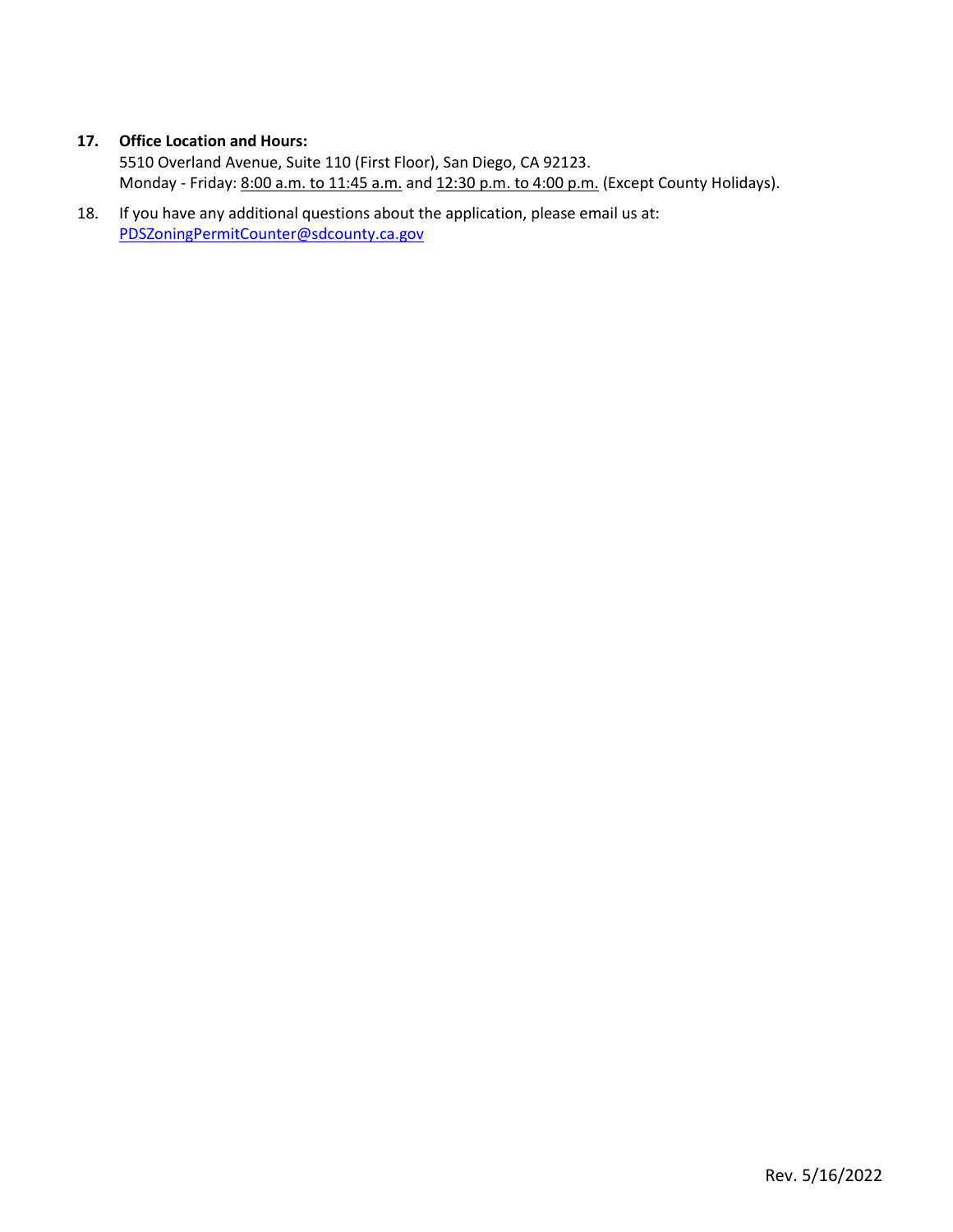17. **Office Location and Hours:**
    5510 Overland Avenue, Suite 110 (First Floor), San Diego, CA 92123.
    Monday - Friday: <u>8:00 a.m. to 11:45 a.m.</u> and <u>12:30 p.m. to 4:00 p.m.</u> (Except County Holidays).

18. If you have any additional questions about the application, please email us at:
    [PDSZoningPermitCounter@sdcounty.ca.gov](mailto:PDSZoningPermitCounter@sdcounty.ca.gov)

Rev. 5/16/2022